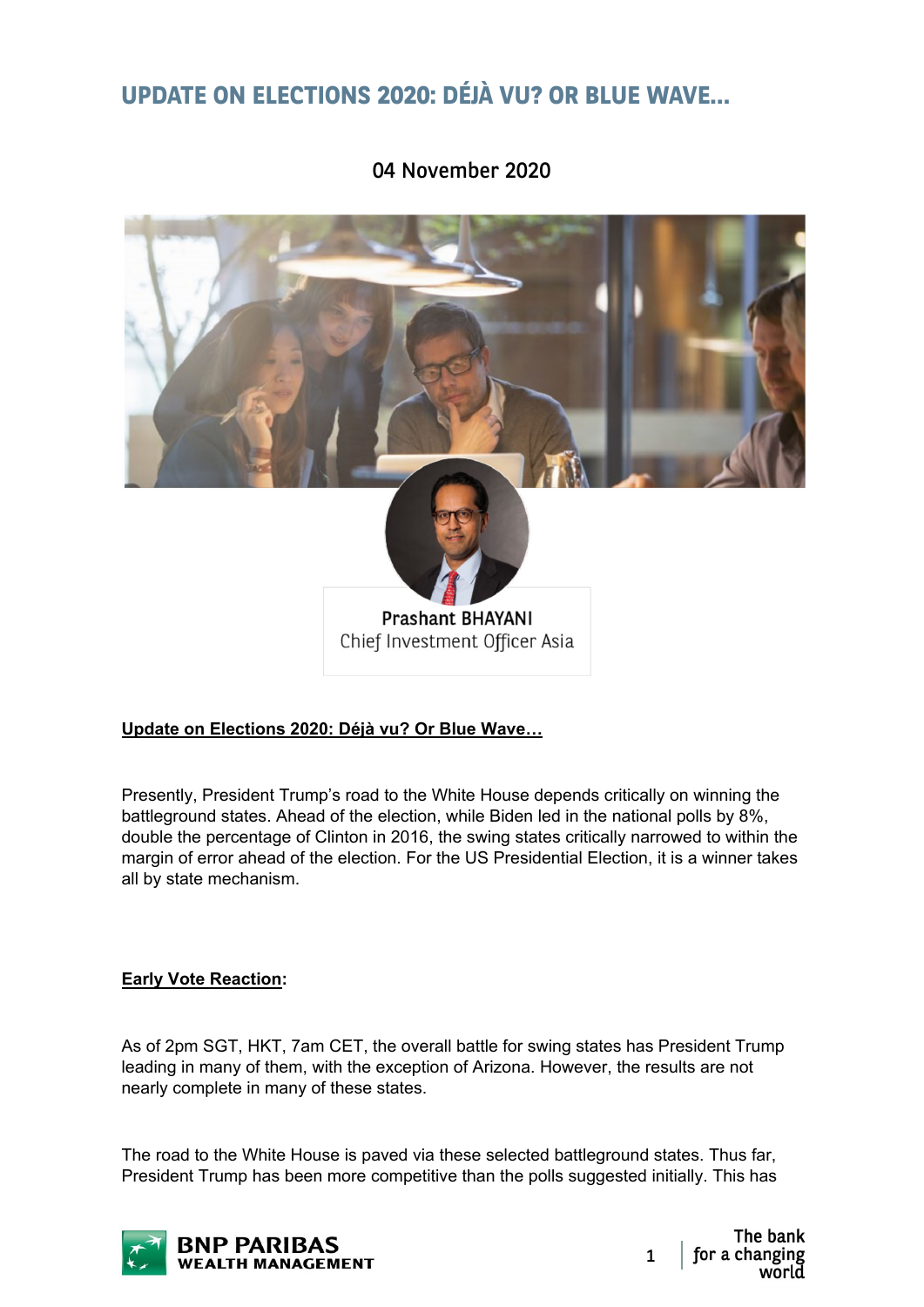# UPDATE ON ELECTIONS 2020: DÉJÀ VU? OR BLUE WAVE...

04 November 2020

**Prashant BHAYANI**
Chief Investment Officer Asia

**Update on Elections 2020: Déjà vu? Or Blue Wave…**

Presently, President Trump's road to the White House depends critically on winning the battleground states. Ahead of the election, while Biden led in the national polls by 8%, double the percentage of Clinton in 2016, the swing states critically narrowed to within the margin of error ahead of the election. For the US Presidential Election, it is a winner takes all by state mechanism.

**Early Vote Reaction:**

As of 2pm SGT, HKT, 7am CET, the overall battle for swing states has President Trump leading in many of them, with the exception of Arizona. However, the results are not nearly complete in many of these states.

The road to the White House is paved via these selected battleground states. Thus far, President Trump has been more competitive than the polls suggested initially. This has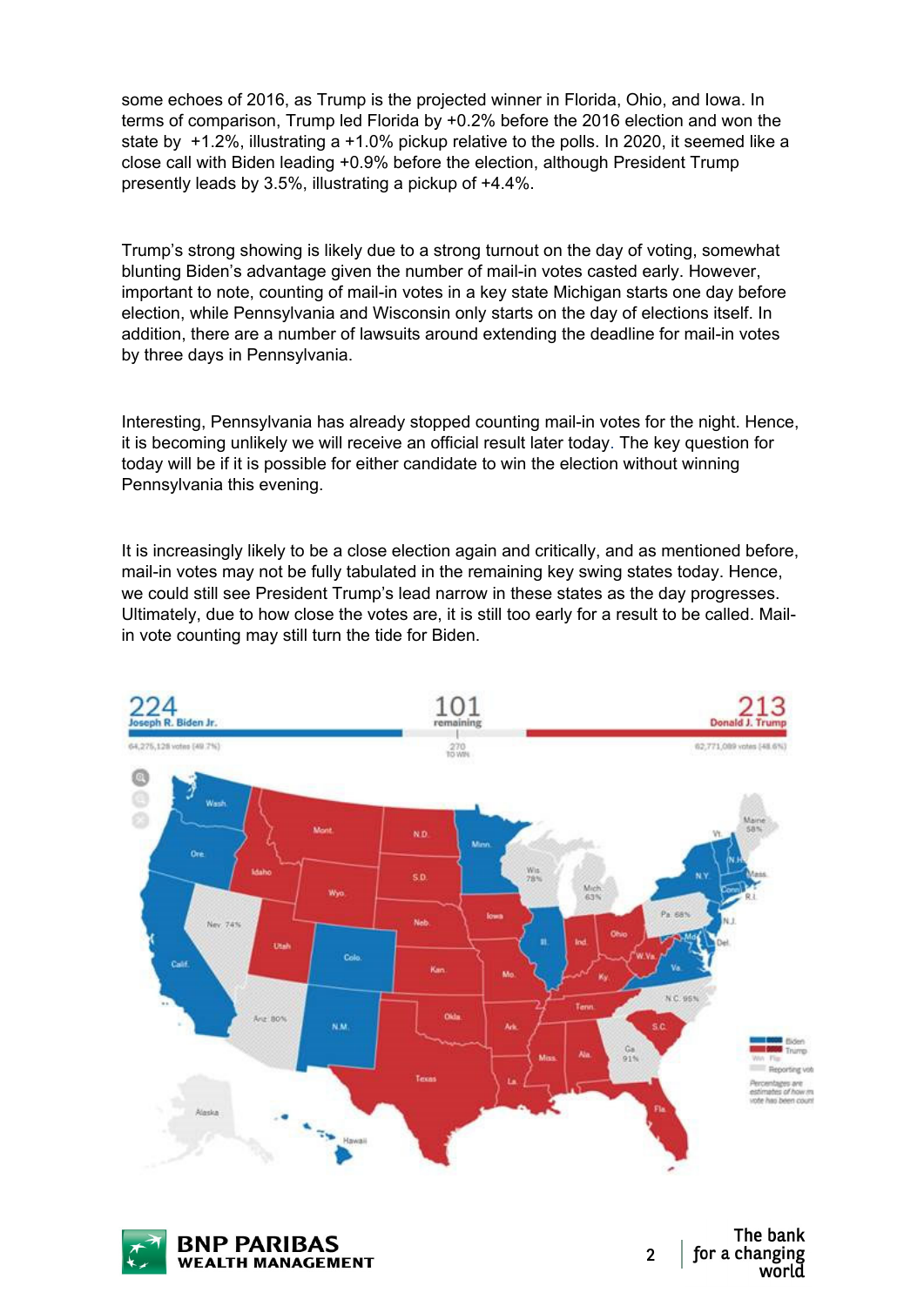some echoes of 2016, as Trump is the projected winner in Florida, Ohio, and Iowa. In terms of comparison, Trump led Florida by +0.2% before the 2016 election and won the state by +1.2%, illustrating a +1.0% pickup relative to the polls. In 2020, it seemed like a close call with Biden leading +0.9% before the election, although President Trump presently leads by 3.5%, illustrating a pickup of +4.4%.

Trump's strong showing is likely due to a strong turnout on the day of voting, somewhat blunting Biden's advantage given the number of mail-in votes casted early. However, important to note, counting of mail-in votes in a key state Michigan starts one day before election, while Pennsylvania and Wisconsin only starts on the day of elections itself. In addition, there are a number of lawsuits around extending the deadline for mail-in votes by three days in Pennsylvania.

Interesting, Pennsylvania has already stopped counting mail-in votes for the night. Hence, it is becoming unlikely we will receive an official result later today. The key question for today will be if it is possible for either candidate to win the election without winning Pennsylvania this evening.

It is increasingly likely to be a close election again and critically, and as mentioned before, mail-in votes may not be fully tabulated in the remaining key swing states today. Hence, we could still see President Trump's lead narrow in these states as the day progresses. Ultimately, due to how close the votes are, it is still too early for a result to be called. Mail-in vote counting may still turn the tide for Biden.

224 Joseph R. Biden Jr. — 64,275,128 votes (49.7%)
101 remaining — 270 to win
213 Donald J. Trump — 62,771,089 votes (48.6%)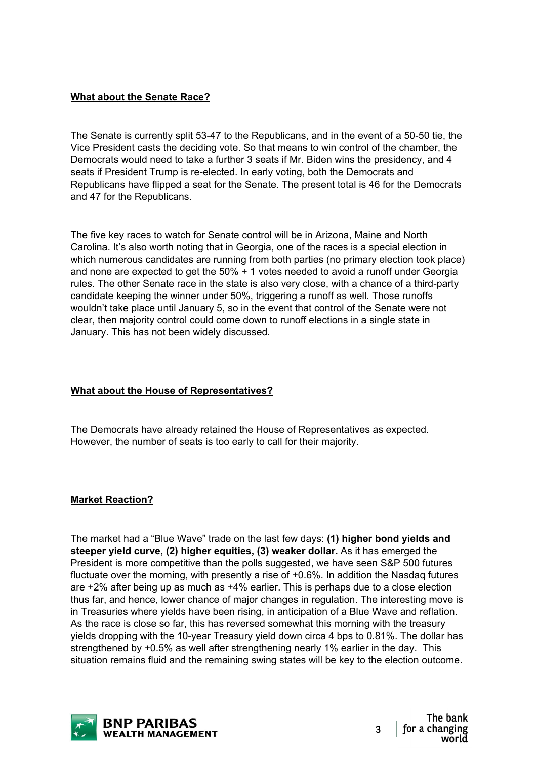**What about the Senate Race?**

The Senate is currently split 53-47 to the Republicans, and in the event of a 50-50 tie, the Vice President casts the deciding vote. So that means to win control of the chamber, the Democrats would need to take a further 3 seats if Mr. Biden wins the presidency, and 4 seats if President Trump is re-elected. In early voting, both the Democrats and Republicans have flipped a seat for the Senate. The present total is 46 for the Democrats and 47 for the Republicans.

The five key races to watch for Senate control will be in Arizona, Maine and North Carolina. It's also worth noting that in Georgia, one of the races is a special election in which numerous candidates are running from both parties (no primary election took place) and none are expected to get the 50% + 1 votes needed to avoid a runoff under Georgia rules. The other Senate race in the state is also very close, with a chance of a third-party candidate keeping the winner under 50%, triggering a runoff as well. Those runoffs wouldn't take place until January 5, so in the event that control of the Senate were not clear, then majority control could come down to runoff elections in a single state in January. This has not been widely discussed.

**What about the House of Representatives?**

The Democrats have already retained the House of Representatives as expected. However, the number of seats is too early to call for their majority.

**Market Reaction?**

The market had a "Blue Wave" trade on the last few days: **(1) higher bond yields and steeper yield curve, (2) higher equities, (3) weaker dollar.** As it has emerged the President is more competitive than the polls suggested, we have seen S&P 500 futures fluctuate over the morning, with presently a rise of +0.6%. In addition the Nasdaq futures are +2% after being up as much as +4% earlier. This is perhaps due to a close election thus far, and hence, lower chance of major changes in regulation. The interesting move is in Treasuries where yields have been rising, in anticipation of a Blue Wave and reflation. As the race is close so far, this has reversed somewhat this morning with the treasury yields dropping with the 10-year Treasury yield down circa 4 bps to 0.81%. The dollar has strengthened by +0.5% as well after strengthening nearly 1% earlier in the day. This situation remains fluid and the remaining swing states will be key to the election outcome.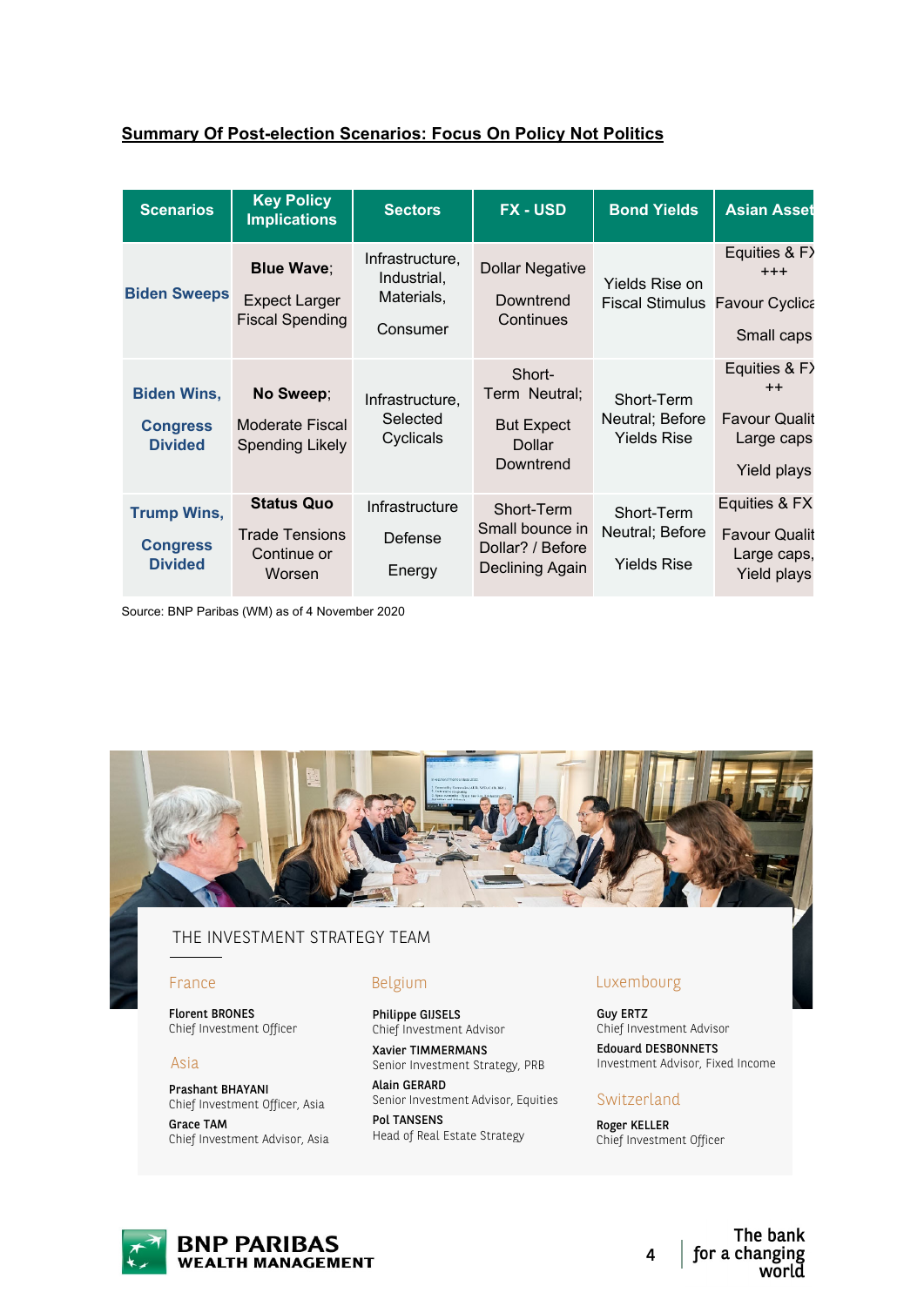**Summary Of Post-election Scenarios: Focus On Policy Not Politics**

| Scenarios | Key Policy Implications | Sectors | FX - USD | Bond Yields | Asian Asset |
|---|---|---|---|---|---|
| **Biden Sweeps** | **Blue Wave**; Expect Larger Fiscal Spending | Infrastructure, Industrial, Materials, Consumer | Dollar Negative Downtrend Continues | Yields Rise on Fiscal Stimulus | Equities & FX +++ Favour Cyclica Small caps |
| **Biden Wins, Congress Divided** | **No Sweep**; Moderate Fiscal Spending Likely | Infrastructure, Selected Cyclicals | Short-Term Neutral; But Expect Dollar Downtrend | Short-Term Neutral; Before Yields Rise | Equities & FX ++ Favour Qualit Large caps Yield plays |
| **Trump Wins, Congress Divided** | **Status Quo** Trade Tensions Continue or Worsen | Infrastructure Defense Energy | Short-Term Small bounce in Dollar? / Before Declining Again | Short-Term Neutral; Before Yields Rise | Equities & FX Favour Qualit Large caps, Yield plays |

Source: BNP Paribas (WM) as of 4 November 2020

THE INVESTMENT STRATEGY TEAM

**France**

**Florent BRONES**
Chief Investment Officer

**Asia**

**Prashant BHAYANI**
Chief Investment Officer, Asia

**Grace TAM**
Chief Investment Advisor, Asia

**Belgium**

**Philippe GIJSELS**
Chief Investment Advisor

**Xavier TIMMERMANS**
Senior Investment Strategy, PRB

**Alain GERARD**
Senior Investment Advisor, Equities

**Pol TANSENS**
Head of Real Estate Strategy

**Luxembourg**

**Guy ERTZ**
Chief Investment Advisor

**Edouard DESBONNETS**
Investment Advisor, Fixed Income

**Switzerland**

**Roger KELLER**
Chief Investment Officer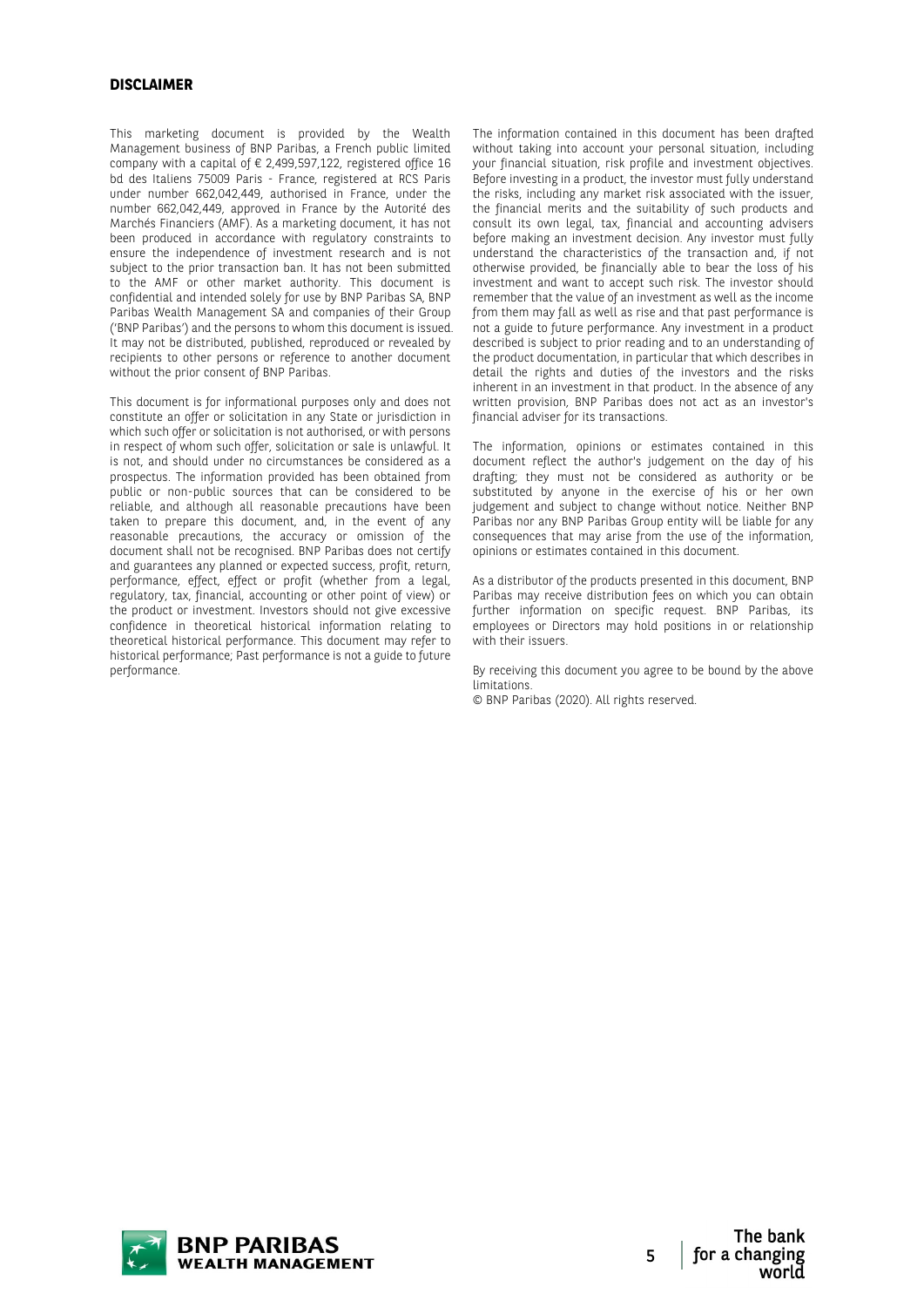**DISCLAIMER**

This marketing document is provided by the Wealth Management business of BNP Paribas, a French public limited company with a capital of € 2,499,597,122, registered office 16 bd des Italiens 75009 Paris - France, registered at RCS Paris under number 662,042,449, authorised in France, under the number 662,042,449, approved in France by the Autorité des Marchés Financiers (AMF). As a marketing document, it has not been produced in accordance with regulatory constraints to ensure the independence of investment research and is not subject to the prior transaction ban. It has not been submitted to the AMF or other market authority. This document is confidential and intended solely for use by BNP Paribas SA, BNP Paribas Wealth Management SA and companies of their Group ('BNP Paribas') and the persons to whom this document is issued. It may not be distributed, published, reproduced or revealed by recipients to other persons or reference to another document without the prior consent of BNP Paribas.

This document is for informational purposes only and does not constitute an offer or solicitation in any State or jurisdiction in which such offer or solicitation is not authorised, or with persons in respect of whom such offer, solicitation or sale is unlawful. It is not, and should under no circumstances be considered as a prospectus. The information provided has been obtained from public or non-public sources that can be considered to be reliable, and although all reasonable precautions have been taken to prepare this document, and, in the event of any reasonable precautions, the accuracy or omission of the document shall not be recognised. BNP Paribas does not certify and guarantees any planned or expected success, profit, return, performance, effect, effect or profit (whether from a legal, regulatory, tax, financial, accounting or other point of view) or the product or investment. Investors should not give excessive confidence in theoretical historical information relating to theoretical historical performance. This document may refer to historical performance; Past performance is not a guide to future performance.

The information contained in this document has been drafted without taking into account your personal situation, including your financial situation, risk profile and investment objectives. Before investing in a product, the investor must fully understand the risks, including any market risk associated with the issuer, the financial merits and the suitability of such products and consult its own legal, tax, financial and accounting advisers before making an investment decision. Any investor must fully understand the characteristics of the transaction and, if not otherwise provided, be financially able to bear the loss of his investment and want to accept such risk. The investor should remember that the value of an investment as well as the income from them may fall as well as rise and that past performance is not a guide to future performance. Any investment in a product described is subject to prior reading and to an understanding of the product documentation, in particular that which describes in detail the rights and duties of the investors and the risks inherent in an investment in that product. In the absence of any written provision, BNP Paribas does not act as an investor's financial adviser for its transactions.

The information, opinions or estimates contained in this document reflect the author's judgement on the day of his drafting; they must not be considered as authority or be substituted by anyone in the exercise of his or her own judgement and subject to change without notice. Neither BNP Paribas nor any BNP Paribas Group entity will be liable for any consequences that may arise from the use of the information, opinions or estimates contained in this document.

As a distributor of the products presented in this document, BNP Paribas may receive distribution fees on which you can obtain further information on specific request. BNP Paribas, its employees or Directors may hold positions in or relationship with their issuers.

By receiving this document you agree to be bound by the above limitations.

© BNP Paribas (2020). All rights reserved.